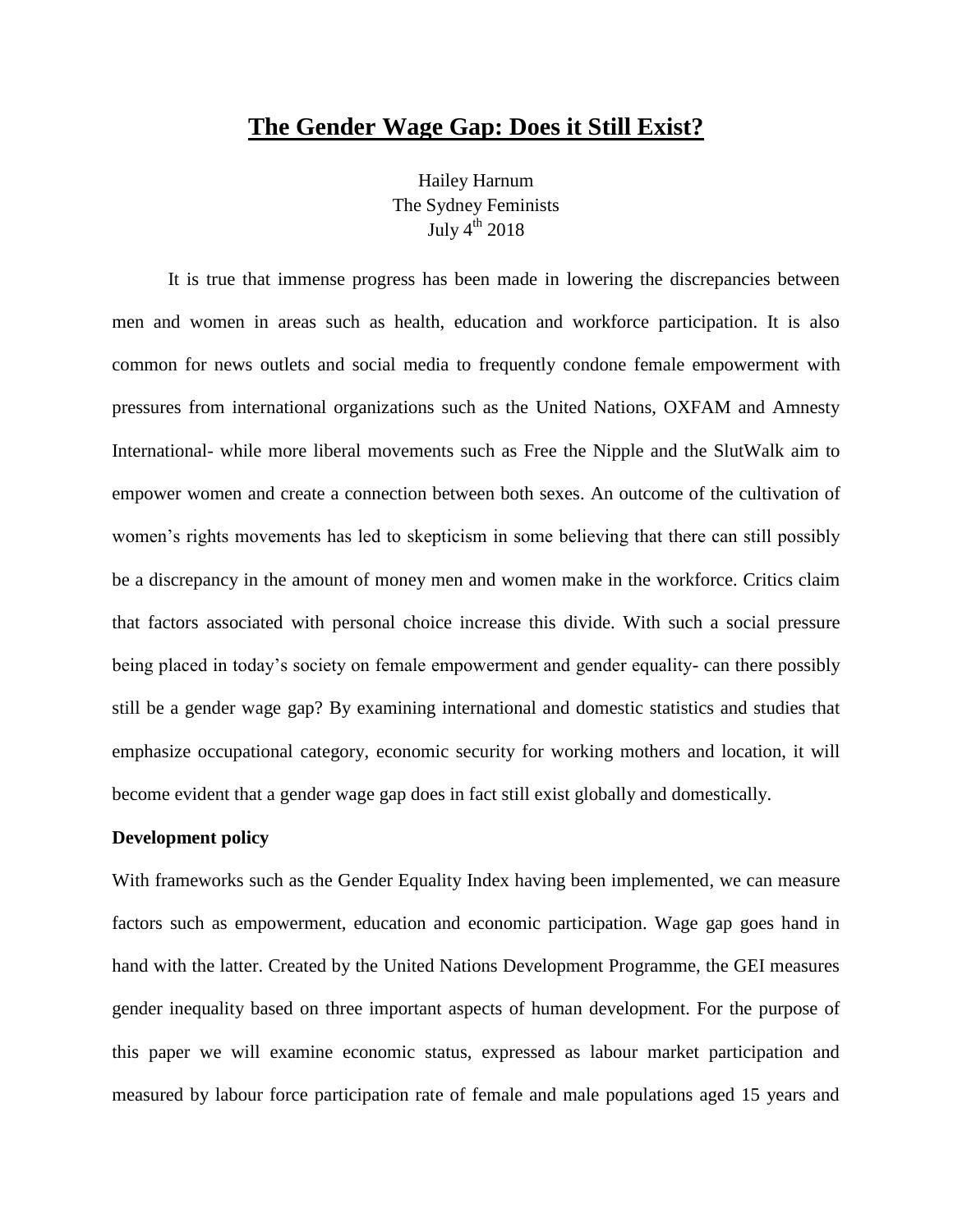# The Gender Wage Gap: Does it Still Exist?

Hailey Harnum
The Sydney Feminists
July 4th 2018

It is true that immense progress has been made in lowering the discrepancies between men and women in areas such as health, education and workforce participation. It is also common for news outlets and social media to frequently condone female empowerment with pressures from international organizations such as the United Nations, OXFAM and Amnesty International- while more liberal movements such as Free the Nipple and the SlutWalk aim to empower women and create a connection between both sexes. An outcome of the cultivation of women's rights movements has led to skepticism in some believing that there can still possibly be a discrepancy in the amount of money men and women make in the workforce. Critics claim that factors associated with personal choice increase this divide. With such a social pressure being placed in today's society on female empowerment and gender equality- can there possibly still be a gender wage gap? By examining international and domestic statistics and studies that emphasize occupational category, economic security for working mothers and location, it will become evident that a gender wage gap does in fact still exist globally and domestically.

**Development policy**

With frameworks such as the Gender Equality Index having been implemented, we can measure factors such as empowerment, education and economic participation. Wage gap goes hand in hand with the latter. Created by the United Nations Development Programme, the GEI measures gender inequality based on three important aspects of human development. For the purpose of this paper we will examine economic status, expressed as labour market participation and measured by labour force participation rate of female and male populations aged 15 years and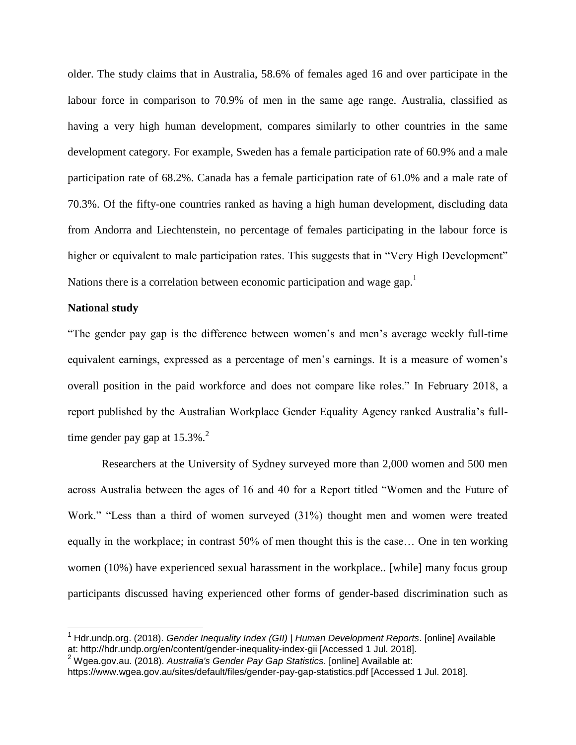older. The study claims that in Australia, 58.6% of females aged 16 and over participate in the labour force in comparison to 70.9% of men in the same age range. Australia, classified as having a very high human development, compares similarly to other countries in the same development category. For example, Sweden has a female participation rate of 60.9% and a male participation rate of 68.2%. Canada has a female participation rate of 61.0% and a male rate of 70.3%. Of the fifty-one countries ranked as having a high human development, discluding data from Andorra and Liechtenstein, no percentage of females participating in the labour force is higher or equivalent to male participation rates. This suggests that in "Very High Development" Nations there is a correlation between economic participation and wage gap.[1]

**National study**

"The gender pay gap is the difference between women's and men's average weekly full-time equivalent earnings, expressed as a percentage of men's earnings. It is a measure of women's overall position in the paid workforce and does not compare like roles." In February 2018, a report published by the Australian Workplace Gender Equality Agency ranked Australia's full-time gender pay gap at 15.3%.[2]

Researchers at the University of Sydney surveyed more than 2,000 women and 500 men across Australia between the ages of 16 and 40 for a Report titled "Women and the Future of Work." "Less than a third of women surveyed (31%) thought men and women were treated equally in the workplace; in contrast 50% of men thought this is the case… One in ten working women (10%) have experienced sexual harassment in the workplace.. [while] many focus group participants discussed having experienced other forms of gender-based discrimination such as

---

[1] Hdr.undp.org. (2018). *Gender Inequality Index (GII) | Human Development Reports*. [online] Available at: http://hdr.undp.org/en/content/gender-inequality-index-gii [Accessed 1 Jul. 2018].

[2] Wgea.gov.au. (2018). *Australia's Gender Pay Gap Statistics*. [online] Available at: https://www.wgea.gov.au/sites/default/files/gender-pay-gap-statistics.pdf [Accessed 1 Jul. 2018].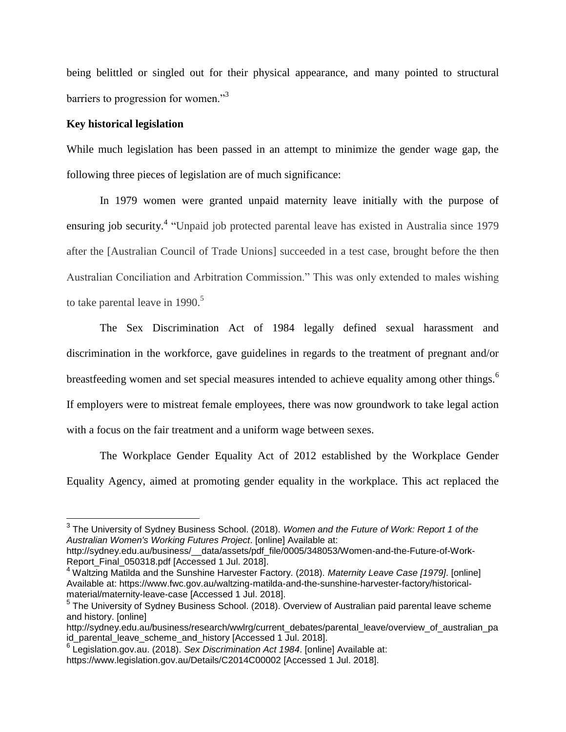being belittled or singled out for their physical appearance, and many pointed to structural barriers to progression for women."[3]

**Key historical legislation**

While much legislation has been passed in an attempt to minimize the gender wage gap, the following three pieces of legislation are of much significance:

In 1979 women were granted unpaid maternity leave initially with the purpose of ensuring job security.[4] "Unpaid job protected parental leave has existed in Australia since 1979 after the [Australian Council of Trade Unions] succeeded in a test case, brought before the then Australian Conciliation and Arbitration Commission." This was only extended to males wishing to take parental leave in 1990.[5]

The Sex Discrimination Act of 1984 legally defined sexual harassment and discrimination in the workforce, gave guidelines in regards to the treatment of pregnant and/or breastfeeding women and set special measures intended to achieve equality among other things.[6] If employers were to mistreat female employees, there was now groundwork to take legal action with a focus on the fair treatment and a uniform wage between sexes.

The Workplace Gender Equality Act of 2012 established by the Workplace Gender Equality Agency, aimed at promoting gender equality in the workplace. This act replaced the

---

[3] The University of Sydney Business School. (2018). *Women and the Future of Work: Report 1 of the Australian Women's Working Futures Project*. [online] Available at: http://sydney.edu.au/business/__data/assets/pdf_file/0005/348053/Women-and-the-Future-of-Work-Report_Final_050318.pdf [Accessed 1 Jul. 2018].

[4] Waltzing Matilda and the Sunshine Harvester Factory. (2018). *Maternity Leave Case [1979]*. [online] Available at: https://www.fwc.gov.au/waltzing-matilda-and-the-sunshine-harvester-factory/historical-material/maternity-leave-case [Accessed 1 Jul. 2018].

[5] The University of Sydney Business School. (2018). Overview of Australian paid parental leave scheme and history. [online] http://sydney.edu.au/business/research/wwlrg/current_debates/parental_leave/overview_of_australian_paid_parental_leave_scheme_and_history [Accessed 1 Jul. 2018].

[6] Legislation.gov.au. (2018). *Sex Discrimination Act 1984*. [online] Available at: https://www.legislation.gov.au/Details/C2014C00002 [Accessed 1 Jul. 2018].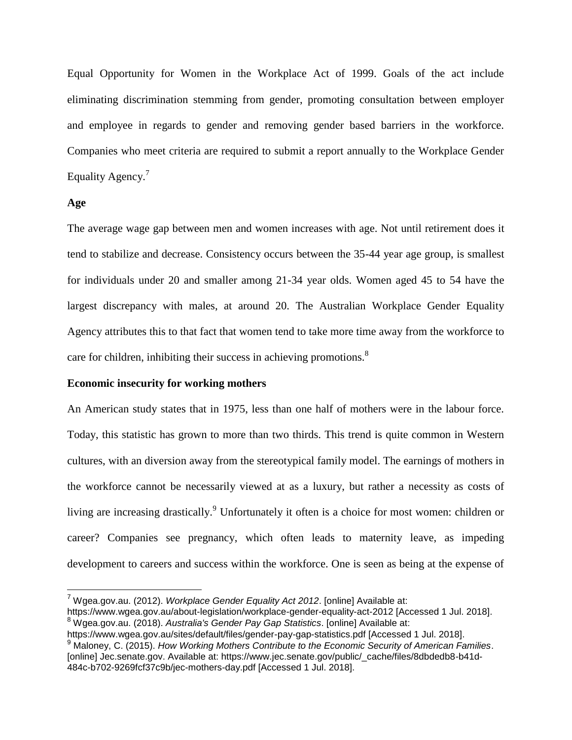Equal Opportunity for Women in the Workplace Act of 1999. Goals of the act include eliminating discrimination stemming from gender, promoting consultation between employer and employee in regards to gender and removing gender based barriers in the workforce. Companies who meet criteria are required to submit a report annually to the Workplace Gender Equality Agency.[7]

**Age**

The average wage gap between men and women increases with age. Not until retirement does it tend to stabilize and decrease. Consistency occurs between the 35-44 year age group, is smallest for individuals under 20 and smaller among 21-34 year olds. Women aged 45 to 54 have the largest discrepancy with males, at around 20. The Australian Workplace Gender Equality Agency attributes this to that fact that women tend to take more time away from the workforce to care for children, inhibiting their success in achieving promotions.[8]

**Economic insecurity for working mothers**

An American study states that in 1975, less than one half of mothers were in the labour force. Today, this statistic has grown to more than two thirds. This trend is quite common in Western cultures, with an diversion away from the stereotypical family model. The earnings of mothers in the workforce cannot be necessarily viewed at as a luxury, but rather a necessity as costs of living are increasing drastically.[9] Unfortunately it often is a choice for most women: children or career? Companies see pregnancy, which often leads to maternity leave, as impeding development to careers and success within the workforce. One is seen as being at the expense of

---

[7] Wgea.gov.au. (2012). *Workplace Gender Equality Act 2012*. [online] Available at: https://www.wgea.gov.au/about-legislation/workplace-gender-equality-act-2012 [Accessed 1 Jul. 2018].

[8] Wgea.gov.au. (2018). *Australia's Gender Pay Gap Statistics*. [online] Available at: https://www.wgea.gov.au/sites/default/files/gender-pay-gap-statistics.pdf [Accessed 1 Jul. 2018].

[9] Maloney, C. (2015). *How Working Mothers Contribute to the Economic Security of American Families*. [online] Jec.senate.gov. Available at: https://www.jec.senate.gov/public/_cache/files/8dbdedb8-b41d-484c-b702-9269fcf37c9b/jec-mothers-day.pdf [Accessed 1 Jul. 2018].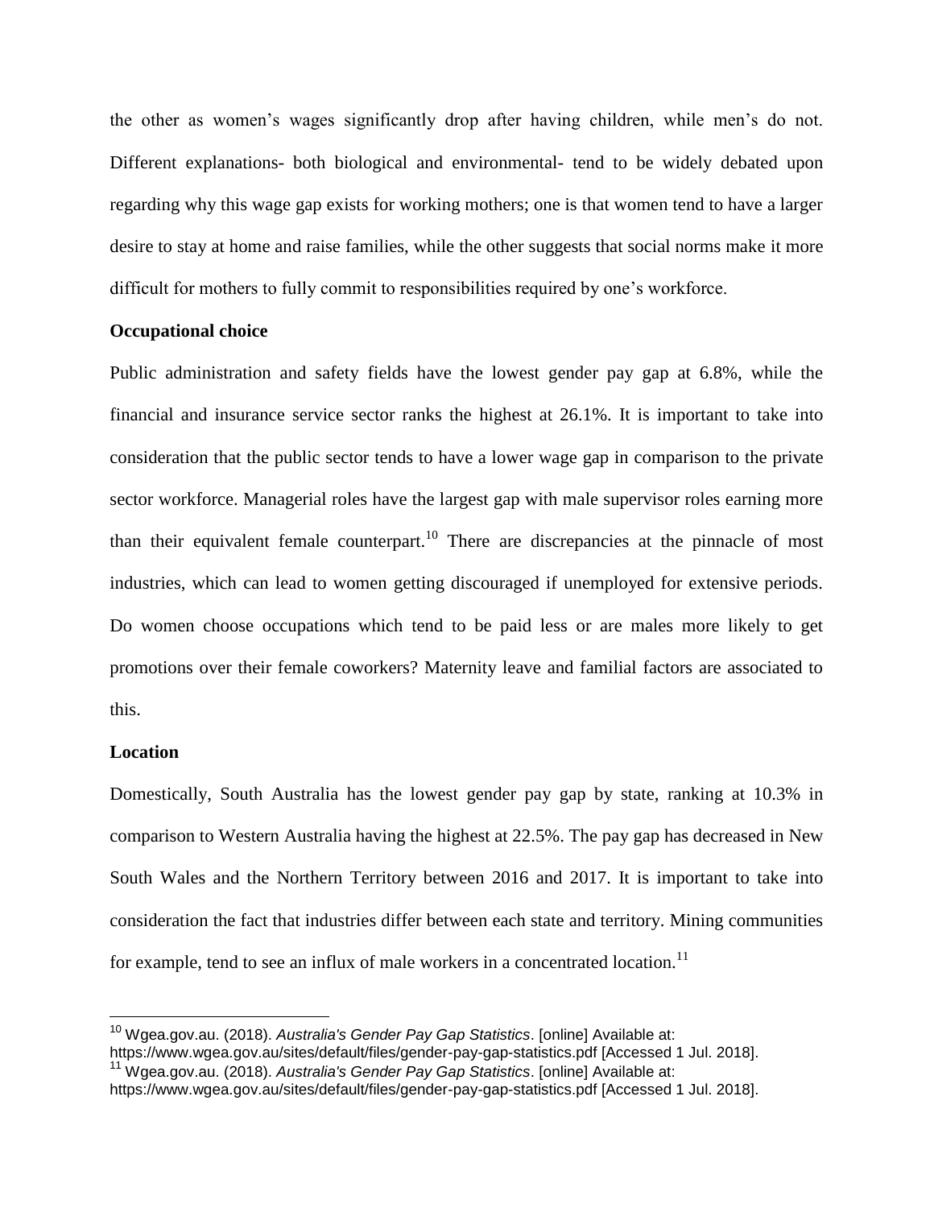the other as women's wages significantly drop after having children, while men's do not. Different explanations- both biological and environmental- tend to be widely debated upon regarding why this wage gap exists for working mothers; one is that women tend to have a larger desire to stay at home and raise families, while the other suggests that social norms make it more difficult for mothers to fully commit to responsibilities required by one's workforce.

**Occupational choice**

Public administration and safety fields have the lowest gender pay gap at 6.8%, while the financial and insurance service sector ranks the highest at 26.1%. It is important to take into consideration that the public sector tends to have a lower wage gap in comparison to the private sector workforce. Managerial roles have the largest gap with male supervisor roles earning more than their equivalent female counterpart.[10] There are discrepancies at the pinnacle of most industries, which can lead to women getting discouraged if unemployed for extensive periods. Do women choose occupations which tend to be paid less or are males more likely to get promotions over their female coworkers? Maternity leave and familial factors are associated to this.

**Location**

Domestically, South Australia has the lowest gender pay gap by state, ranking at 10.3% in comparison to Western Australia having the highest at 22.5%. The pay gap has decreased in New South Wales and the Northern Territory between 2016 and 2017. It is important to take into consideration the fact that industries differ between each state and territory. Mining communities for example, tend to see an influx of male workers in a concentrated location.[11]

---

[10] Wgea.gov.au. (2018). *Australia's Gender Pay Gap Statistics*. [online] Available at: https://www.wgea.gov.au/sites/default/files/gender-pay-gap-statistics.pdf [Accessed 1 Jul. 2018].

[11] Wgea.gov.au. (2018). *Australia's Gender Pay Gap Statistics*. [online] Available at: https://www.wgea.gov.au/sites/default/files/gender-pay-gap-statistics.pdf [Accessed 1 Jul. 2018].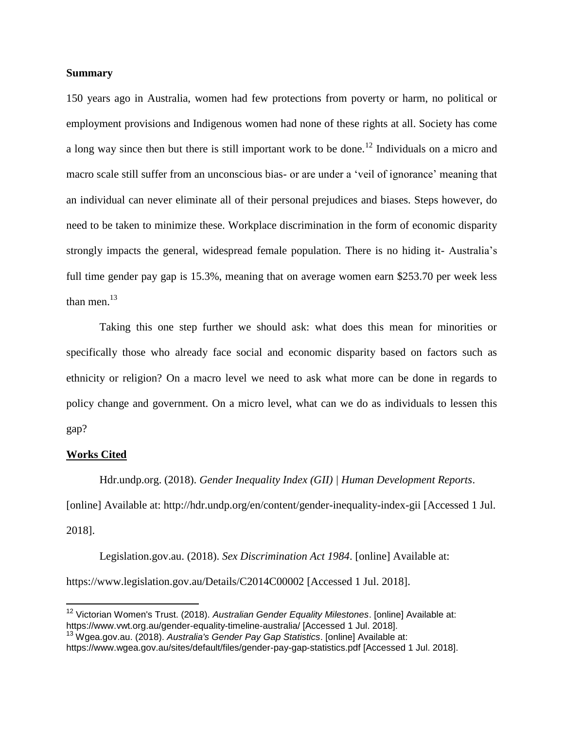**Summary**

150 years ago in Australia, women had few protections from poverty or harm, no political or employment provisions and Indigenous women had none of these rights at all. Society has come a long way since then but there is still important work to be done.[12] Individuals on a micro and macro scale still suffer from an unconscious bias- or are under a 'veil of ignorance' meaning that an individual can never eliminate all of their personal prejudices and biases. Steps however, do need to be taken to minimize these. Workplace discrimination in the form of economic disparity strongly impacts the general, widespread female population. There is no hiding it- Australia's full time gender pay gap is 15.3%, meaning that on average women earn $253.70 per week less than men.[13]

Taking this one step further we should ask: what does this mean for minorities or specifically those who already face social and economic disparity based on factors such as ethnicity or religion? On a macro level we need to ask what more can be done in regards to policy change and government. On a micro level, what can we do as individuals to lessen this gap?

**Works Cited**

Hdr.undp.org. (2018). *Gender Inequality Index (GII) | Human Development Reports*. [online] Available at: http://hdr.undp.org/en/content/gender-inequality-index-gii [Accessed 1 Jul. 2018].

Legislation.gov.au. (2018). *Sex Discrimination Act 1984*. [online] Available at: https://www.legislation.gov.au/Details/C2014C00002 [Accessed 1 Jul. 2018].

---

[12] Victorian Women's Trust. (2018). *Australian Gender Equality Milestones*. [online] Available at: https://www.vwt.org.au/gender-equality-timeline-australia/ [Accessed 1 Jul. 2018].

[13] Wgea.gov.au. (2018). *Australia's Gender Pay Gap Statistics*. [online] Available at: https://www.wgea.gov.au/sites/default/files/gender-pay-gap-statistics.pdf [Accessed 1 Jul. 2018].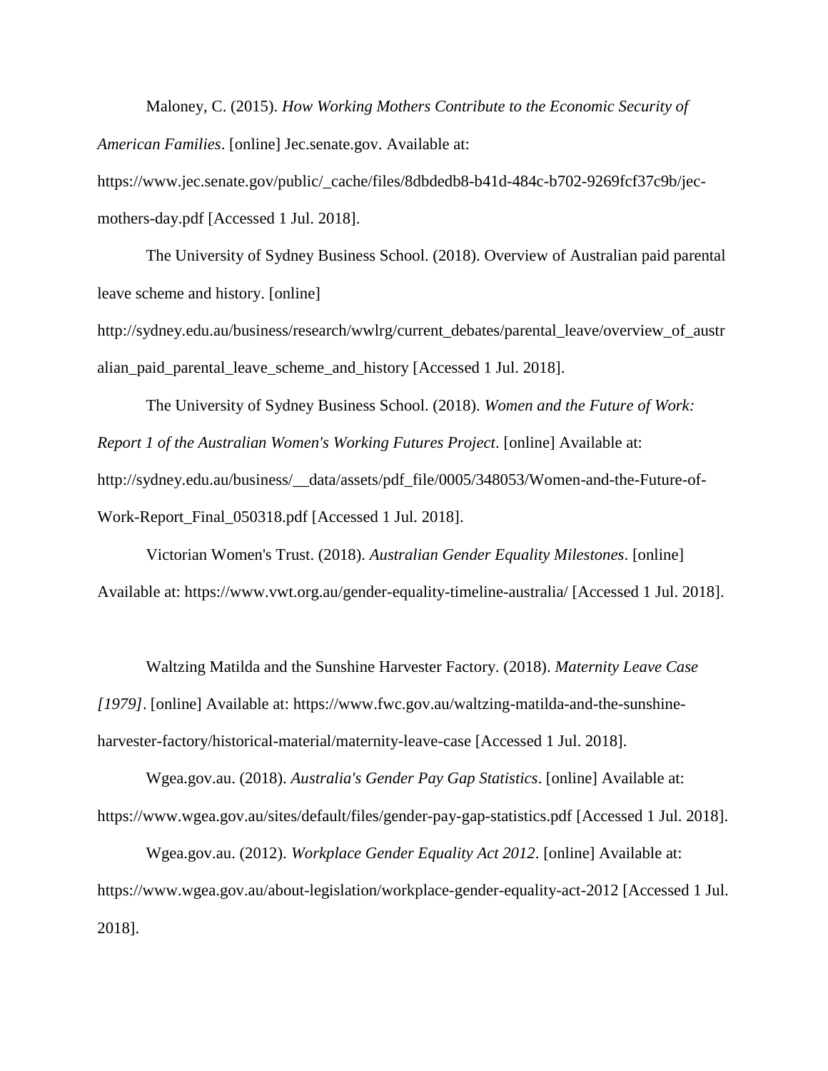Maloney, C. (2015). *How Working Mothers Contribute to the Economic Security of American Families*. [online] Jec.senate.gov. Available at: https://www.jec.senate.gov/public/_cache/files/8dbdedb8-b41d-484c-b702-9269fcf37c9b/jec-mothers-day.pdf [Accessed 1 Jul. 2018].

The University of Sydney Business School. (2018). Overview of Australian paid parental leave scheme and history. [online] http://sydney.edu.au/business/research/wwlrg/current_debates/parental_leave/overview_of_australian_paid_parental_leave_scheme_and_history [Accessed 1 Jul. 2018].

The University of Sydney Business School. (2018). *Women and the Future of Work: Report 1 of the Australian Women's Working Futures Project*. [online] Available at: http://sydney.edu.au/business/__data/assets/pdf_file/0005/348053/Women-and-the-Future-of-Work-Report_Final_050318.pdf [Accessed 1 Jul. 2018].

Victorian Women's Trust. (2018). *Australian Gender Equality Milestones*. [online] Available at: https://www.vwt.org.au/gender-equality-timeline-australia/ [Accessed 1 Jul. 2018].

Waltzing Matilda and the Sunshine Harvester Factory. (2018). *Maternity Leave Case [1979]*. [online] Available at: https://www.fwc.gov.au/waltzing-matilda-and-the-sunshine-harvester-factory/historical-material/maternity-leave-case [Accessed 1 Jul. 2018].

Wgea.gov.au. (2018). *Australia's Gender Pay Gap Statistics*. [online] Available at: https://www.wgea.gov.au/sites/default/files/gender-pay-gap-statistics.pdf [Accessed 1 Jul. 2018].

Wgea.gov.au. (2012). *Workplace Gender Equality Act 2012*. [online] Available at: https://www.wgea.gov.au/about-legislation/workplace-gender-equality-act-2012 [Accessed 1 Jul. 2018].